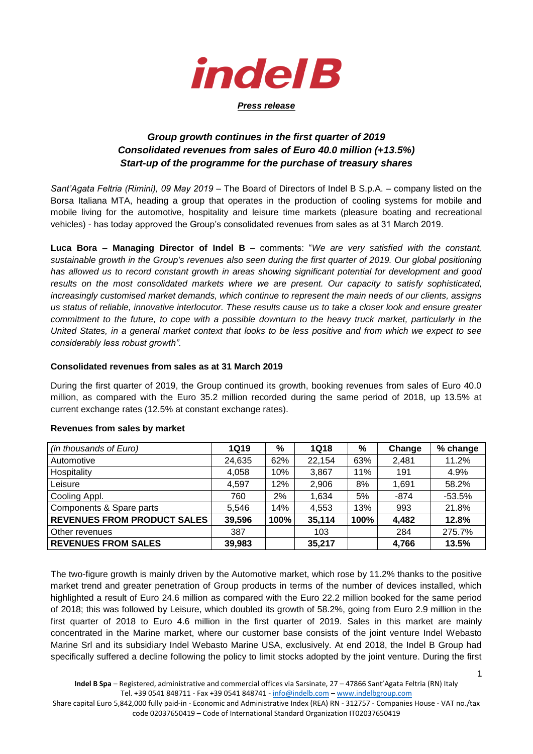# indelB

***Press release***

## *Group growth continues in the first quarter of 2019*
## *Consolidated revenues from sales of Euro 40.0 million (+13.5%)*
## *Start-up of the programme for the purchase of treasury shares*

*Sant'Agata Feltria (Rimini), 09 May 2019* – The Board of Directors of Indel B S.p.A. – company listed on the Borsa Italiana MTA, heading a group that operates in the production of cooling systems for mobile and mobile living for the automotive, hospitality and leisure time markets (pleasure boating and recreational vehicles) - has today approved the Group's consolidated revenues from sales as at 31 March 2019.

**Luca Bora – Managing Director of Indel B** – comments: "*We are very satisfied with the constant, sustainable growth in the Group's revenues also seen during the first quarter of 2019. Our global positioning has allowed us to record constant growth in areas showing significant potential for development and good results on the most consolidated markets where we are present. Our capacity to satisfy sophisticated, increasingly customised market demands, which continue to represent the main needs of our clients, assigns us status of reliable, innovative interlocutor. These results cause us to take a closer look and ensure greater commitment to the future, to cope with a possible downturn to the heavy truck market, particularly in the United States, in a general market context that looks to be less positive and from which we expect to see considerably less robust growth".*

**Consolidated revenues from sales as at 31 March 2019**

During the first quarter of 2019, the Group continued its growth, booking revenues from sales of Euro 40.0 million, as compared with the Euro 35.2 million recorded during the same period of 2018, up 13.5% at current exchange rates (12.5% at constant exchange rates).

**Revenues from sales by market**

| *(in thousands of Euro)* | 1Q19 | % | 1Q18 | % | Change | % change |
|---|---|---|---|---|---|---|
| Automotive | 24,635 | 62% | 22,154 | 63% | 2,481 | 11.2% |
| Hospitality | 4,058 | 10% | 3,867 | 11% | 191 | 4.9% |
| Leisure | 4,597 | 12% | 2,906 | 8% | 1,691 | 58.2% |
| Cooling Appl. | 760 | 2% | 1,634 | 5% | -874 | -53.5% |
| Components & Spare parts | 5,546 | 14% | 4,553 | 13% | 993 | 21.8% |
| **REVENUES FROM PRODUCT SALES** | **39,596** | **100%** | **35,114** | **100%** | **4,482** | **12.8%** |
| Other revenues | 387 | | 103 | | 284 | 275.7% |
| **REVENUES FROM SALES** | **39,983** | | **35,217** | | **4,766** | **13.5%** |

The two-figure growth is mainly driven by the Automotive market, which rose by 11.2% thanks to the positive market trend and greater penetration of Group products in terms of the number of devices installed, which highlighted a result of Euro 24.6 million as compared with the Euro 22.2 million booked for the same period of 2018; this was followed by Leisure, which doubled its growth of 58.2%, going from Euro 2.9 million in the first quarter of 2018 to Euro 4.6 million in the first quarter of 2019. Sales in this market are mainly concentrated in the Marine market, where our customer base consists of the joint venture Indel Webasto Marine Srl and its subsidiary Indel Webasto Marine USA, exclusively. At end 2018, the Indel B Group had specifically suffered a decline following the policy to limit stocks adopted by the joint venture. During the first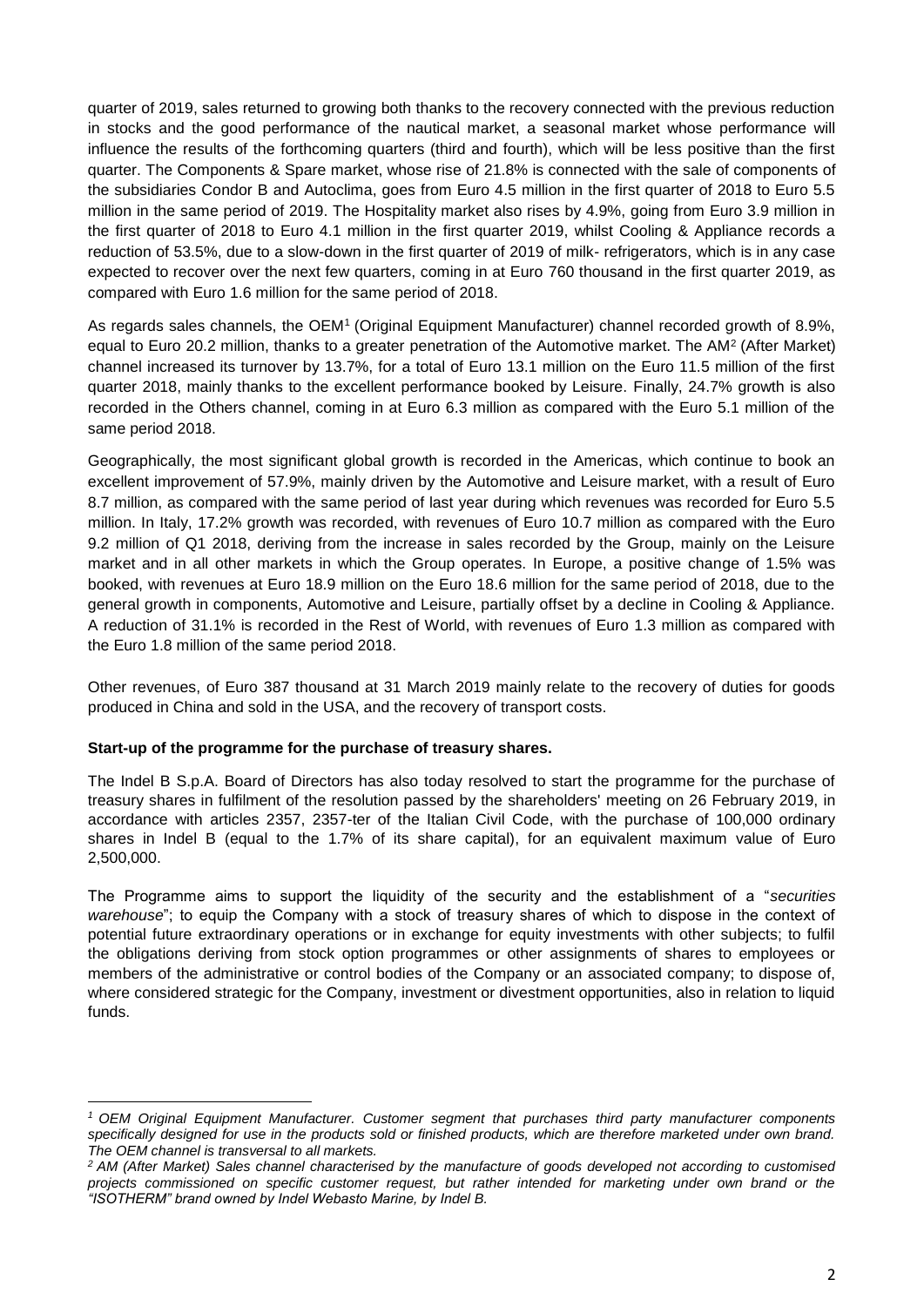quarter of 2019, sales returned to growing both thanks to the recovery connected with the previous reduction in stocks and the good performance of the nautical market, a seasonal market whose performance will influence the results of the forthcoming quarters (third and fourth), which will be less positive than the first quarter. The Components & Spare market, whose rise of 21.8% is connected with the sale of components of the subsidiaries Condor B and Autoclima, goes from Euro 4.5 million in the first quarter of 2018 to Euro 5.5 million in the same period of 2019. The Hospitality market also rises by 4.9%, going from Euro 3.9 million in the first quarter of 2018 to Euro 4.1 million in the first quarter 2019, whilst Cooling & Appliance records a reduction of 53.5%, due to a slow-down in the first quarter of 2019 of milk- refrigerators, which is in any case expected to recover over the next few quarters, coming in at Euro 760 thousand in the first quarter 2019, as compared with Euro 1.6 million for the same period of 2018.

As regards sales channels, the OEM[1] (Original Equipment Manufacturer) channel recorded growth of 8.9%, equal to Euro 20.2 million, thanks to a greater penetration of the Automotive market. The AM[2] (After Market) channel increased its turnover by 13.7%, for a total of Euro 13.1 million on the Euro 11.5 million of the first quarter 2018, mainly thanks to the excellent performance booked by Leisure. Finally, 24.7% growth is also recorded in the Others channel, coming in at Euro 6.3 million as compared with the Euro 5.1 million of the same period 2018.

Geographically, the most significant global growth is recorded in the Americas, which continue to book an excellent improvement of 57.9%, mainly driven by the Automotive and Leisure market, with a result of Euro 8.7 million, as compared with the same period of last year during which revenues was recorded for Euro 5.5 million. In Italy, 17.2% growth was recorded, with revenues of Euro 10.7 million as compared with the Euro 9.2 million of Q1 2018, deriving from the increase in sales recorded by the Group, mainly on the Leisure market and in all other markets in which the Group operates. In Europe, a positive change of 1.5% was booked, with revenues at Euro 18.9 million on the Euro 18.6 million for the same period of 2018, due to the general growth in components, Automotive and Leisure, partially offset by a decline in Cooling & Appliance. A reduction of 31.1% is recorded in the Rest of World, with revenues of Euro 1.3 million as compared with the Euro 1.8 million of the same period 2018.

Other revenues, of Euro 387 thousand at 31 March 2019 mainly relate to the recovery of duties for goods produced in China and sold in the USA, and the recovery of transport costs.

**Start-up of the programme for the purchase of treasury shares.**

The Indel B S.p.A. Board of Directors has also today resolved to start the programme for the purchase of treasury shares in fulfilment of the resolution passed by the shareholders' meeting on 26 February 2019, in accordance with articles 2357, 2357-ter of the Italian Civil Code, with the purchase of 100,000 ordinary shares in Indel B (equal to the 1.7% of its share capital), for an equivalent maximum value of Euro 2,500,000.

The Programme aims to support the liquidity of the security and the establishment of a "*securities warehouse*"; to equip the Company with a stock of treasury shares of which to dispose in the context of potential future extraordinary operations or in exchange for equity investments with other subjects; to fulfil the obligations deriving from stock option programmes or other assignments of shares to employees or members of the administrative or control bodies of the Company or an associated company; to dispose of, where considered strategic for the Company, investment or divestment opportunities, also in relation to liquid funds.

---

*[1] OEM Original Equipment Manufacturer. Customer segment that purchases third party manufacturer components specifically designed for use in the products sold or finished products, which are therefore marketed under own brand. The OEM channel is transversal to all markets.*

*[2] AM (After Market) Sales channel characterised by the manufacture of goods developed not according to customised projects commissioned on specific customer request, but rather intended for marketing under own brand or the "ISOTHERM" brand owned by Indel Webasto Marine, by Indel B.*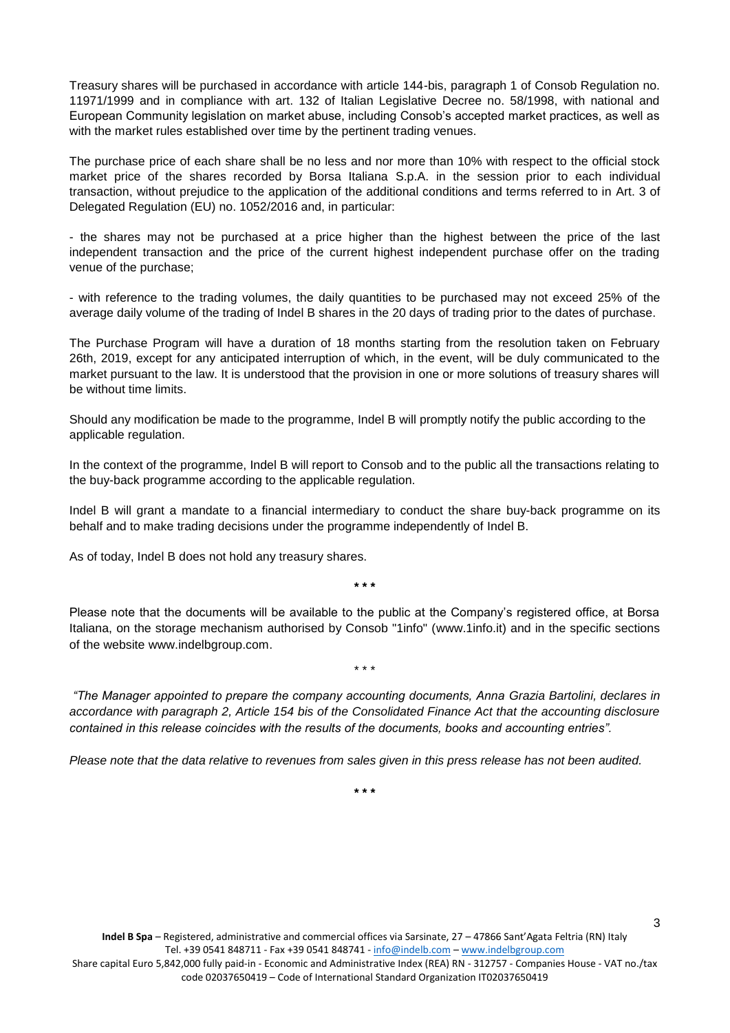Treasury shares will be purchased in accordance with article 144-bis, paragraph 1 of Consob Regulation no. 11971/1999 and in compliance with art. 132 of Italian Legislative Decree no. 58/1998, with national and European Community legislation on market abuse, including Consob's accepted market practices, as well as with the market rules established over time by the pertinent trading venues.

The purchase price of each share shall be no less and nor more than 10% with respect to the official stock market price of the shares recorded by Borsa Italiana S.p.A. in the session prior to each individual transaction, without prejudice to the application of the additional conditions and terms referred to in Art. 3 of Delegated Regulation (EU) no. 1052/2016 and, in particular:

- the shares may not be purchased at a price higher than the highest between the price of the last independent transaction and the price of the current highest independent purchase offer on the trading venue of the purchase;

- with reference to the trading volumes, the daily quantities to be purchased may not exceed 25% of the average daily volume of the trading of Indel B shares in the 20 days of trading prior to the dates of purchase.

The Purchase Program will have a duration of 18 months starting from the resolution taken on February 26th, 2019, except for any anticipated interruption of which, in the event, will be duly communicated to the market pursuant to the law. It is understood that the provision in one or more solutions of treasury shares will be without time limits.

Should any modification be made to the programme, Indel B will promptly notify the public according to the applicable regulation.

In the context of the programme, Indel B will report to Consob and to the public all the transactions relating to the buy-back programme according to the applicable regulation.

Indel B will grant a mandate to a financial intermediary to conduct the share buy-back programme on its behalf and to make trading decisions under the programme independently of Indel B.

As of today, Indel B does not hold any treasury shares.

**\* \* \***

Please note that the documents will be available to the public at the Company's registered office, at Borsa Italiana, on the storage mechanism authorised by Consob "1info" (www.1info.it) and in the specific sections of the website www.indelbgroup.com.

\* \* \*

*"The Manager appointed to prepare the company accounting documents, Anna Grazia Bartolini, declares in accordance with paragraph 2, Article 154 bis of the Consolidated Finance Act that the accounting disclosure contained in this release coincides with the results of the documents, books and accounting entries".*

*Please note that the data relative to revenues from sales given in this press release has not been audited.*

**\* \* \***

**Indel B Spa** – Registered, administrative and commercial offices via Sarsinate, 27 – 47866 Sant'Agata Feltria (RN) Italy
Tel. +39 0541 848711 - Fax +39 0541 848741 - info@indelb.com – www.indelbgroup.com
Share capital Euro 5,842,000 fully paid-in - Economic and Administrative Index (REA) RN - 312757 - Companies House - VAT no./tax code 02037650419 – Code of International Standard Organization IT02037650419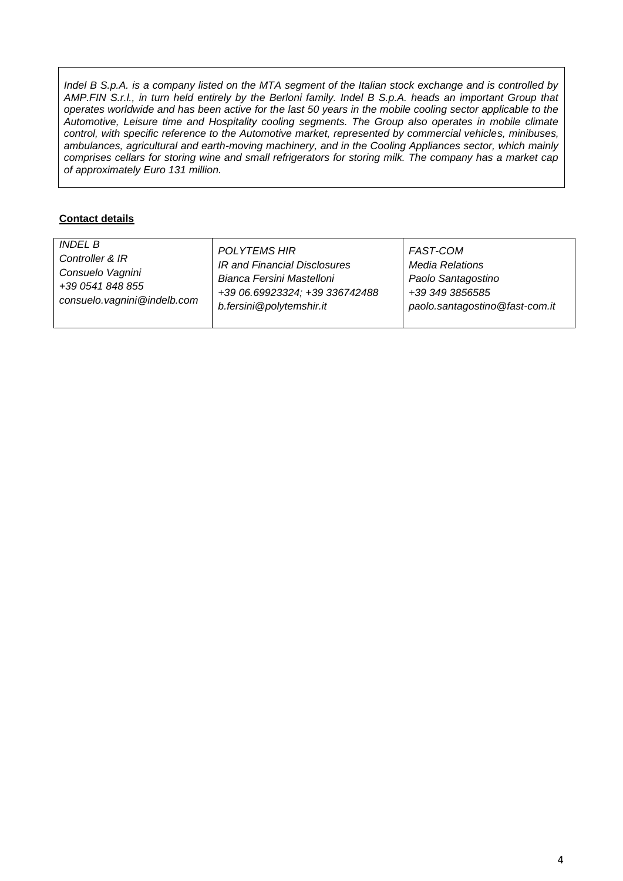*Indel B S.p.A. is a company listed on the MTA segment of the Italian stock exchange and is controlled by AMP.FIN S.r.l., in turn held entirely by the Berloni family. Indel B S.p.A. heads an important Group that operates worldwide and has been active for the last 50 years in the mobile cooling sector applicable to the Automotive, Leisure time and Hospitality cooling segments. The Group also operates in mobile climate control, with specific reference to the Automotive market, represented by commercial vehicles, minibuses, ambulances, agricultural and earth-moving machinery, and in the Cooling Appliances sector, which mainly comprises cellars for storing wine and small refrigerators for storing milk. The company has a market cap of approximately Euro 131 million.*

**Contact details**

| | | |
|---|---|---|
| *INDEL B*<br>*Controller & IR*<br>*Consuelo Vagnini*<br>*+39 0541 848 855*<br>*consuelo.vagnini@indelb.com* | *POLYTEMS HIR*<br>*IR and Financial Disclosures*<br>*Bianca Fersini Mastelloni*<br>*+39 06.69923324; +39 336742488*<br>*b.fersini@polytemshir.it* | *FAST-COM*<br>*Media Relations*<br>*Paolo Santagostino*<br>*+39 349 3856585*<br>*paolo.santagostino@fast-com.it* |